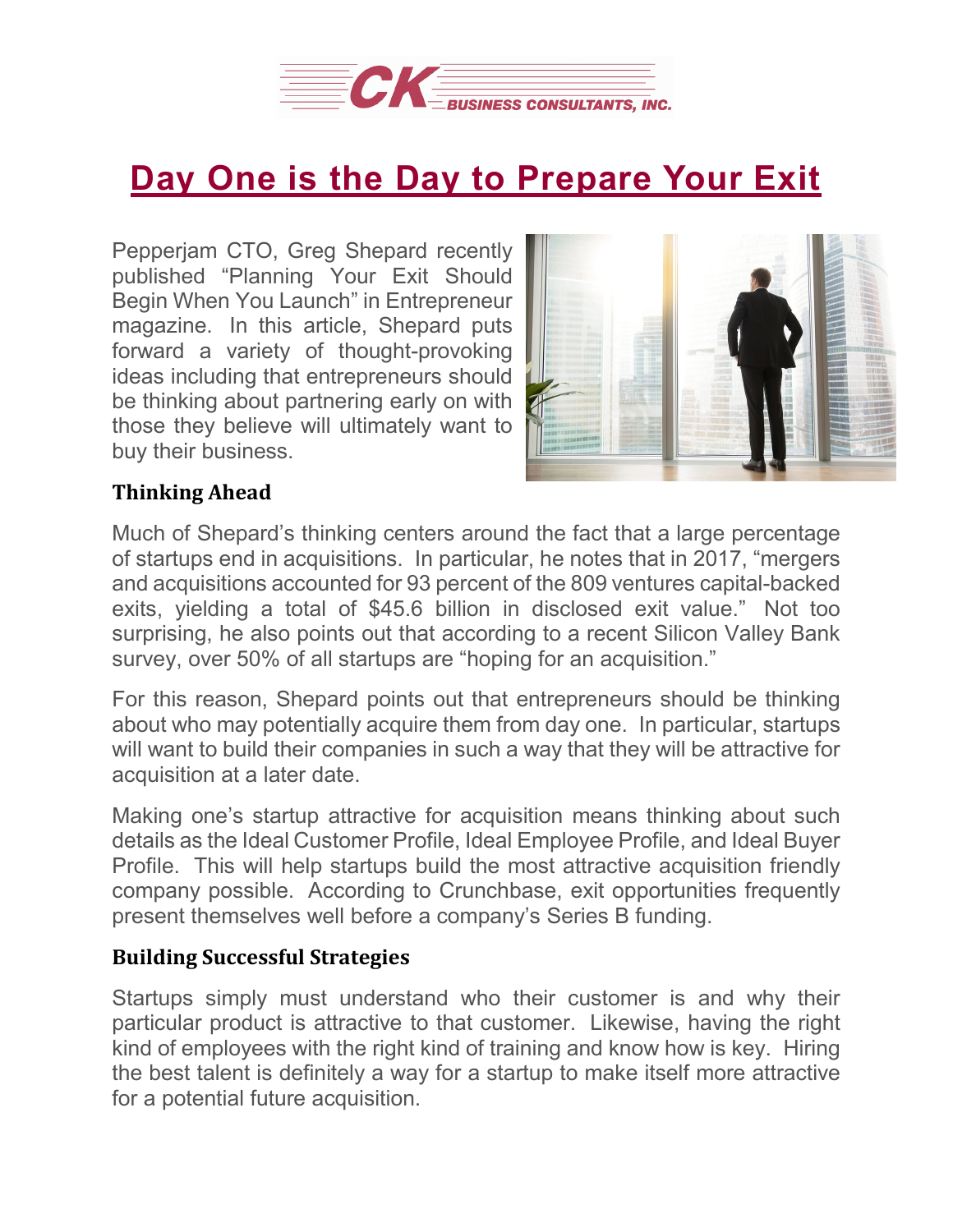# Day One is the Day to Prepare Your Exit

Pepperjam CTO, Greg Shepard recently published “Planning Your Exit Should Begin When You Launch” in Entrepreneur magazine. In this article, Shepard puts forward a variety of thought-provoking ideas including that entrepreneurs should be thinking about partnering early on with those they believe will ultimately want to buy their business.

## Thinking Ahead

Much of Shepard’s thinking centers around the fact that a large percentage of startups end in acquisitions. In particular, he notes that in 2017, “mergers and acquisitions accounted for 93 percent of the 809 ventures capital-backed exits, yielding a total of $45.6 billion in disclosed exit value.” Not too surprising, he also points out that according to a recent Silicon Valley Bank survey, over 50% of all startups are “hoping for an acquisition.”

For this reason, Shepard points out that entrepreneurs should be thinking about who may potentially acquire them from day one. In particular, startups will want to build their companies in such a way that they will be attractive for acquisition at a later date.

Making one’s startup attractive for acquisition means thinking about such details as the Ideal Customer Profile, Ideal Employee Profile, and Ideal Buyer Profile. This will help startups build the most attractive acquisition friendly company possible. According to Crunchbase, exit opportunities frequently present themselves well before a company’s Series B funding.

## Building Successful Strategies

Startups simply must understand who their customer is and why their particular product is attractive to that customer. Likewise, having the right kind of employees with the right kind of training and know how is key. Hiring the best talent is definitely a way for a startup to make itself more attractive for a potential future acquisition.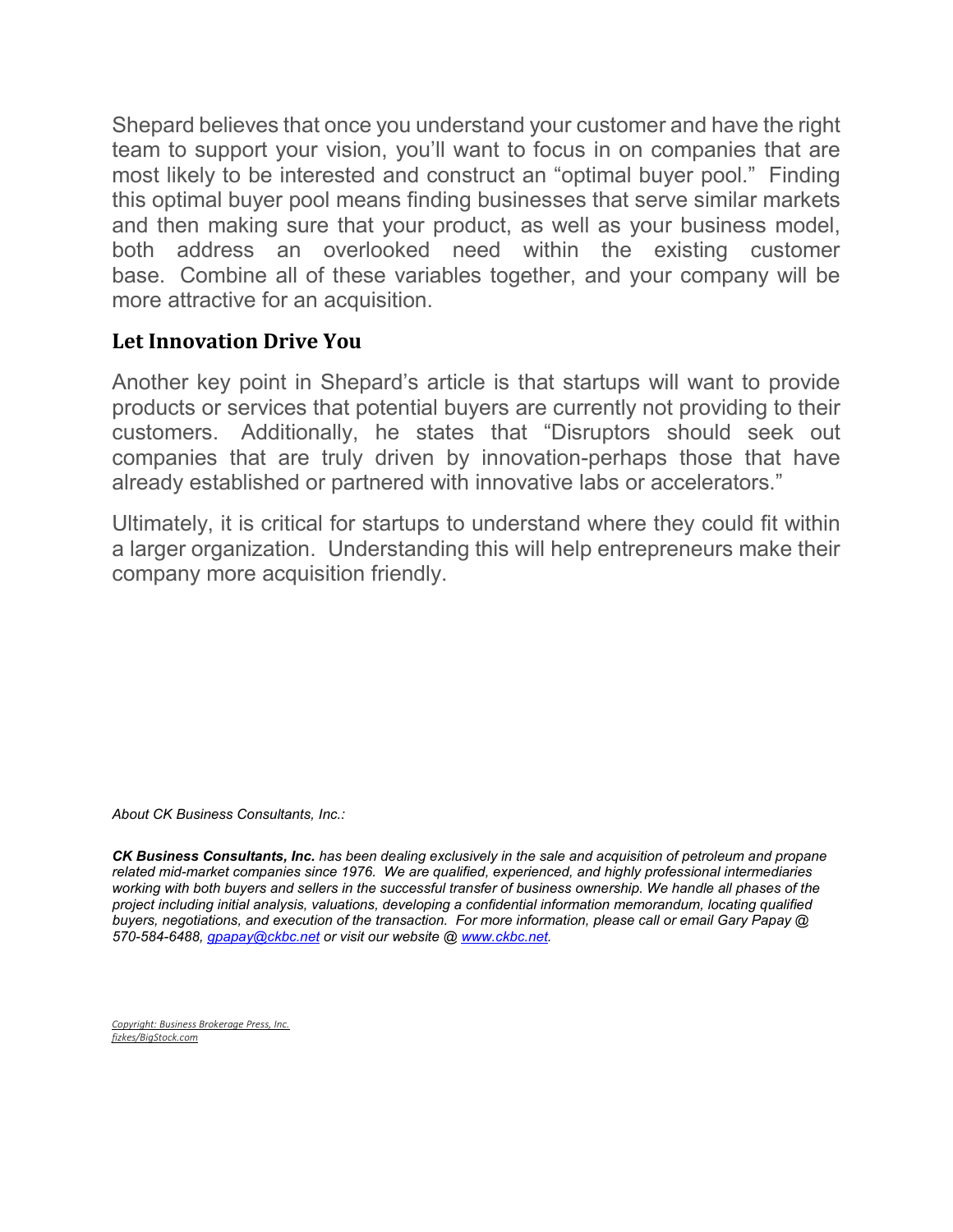Shepard believes that once you understand your customer and have the right team to support your vision, you'll want to focus in on companies that are most likely to be interested and construct an "optimal buyer pool." Finding this optimal buyer pool means finding businesses that serve similar markets and then making sure that your product, as well as your business model, both address an overlooked need within the existing customer base. Combine all of these variables together, and your company will be more attractive for an acquisition.

## Let Innovation Drive You

Another key point in Shepard's article is that startups will want to provide products or services that potential buyers are currently not providing to their customers. Additionally, he states that "Disruptors should seek out companies that are truly driven by innovation-perhaps those that have already established or partnered with innovative labs or accelerators."

Ultimately, it is critical for startups to understand where they could fit within a larger organization. Understanding this will help entrepreneurs make their company more acquisition friendly.

*About CK Business Consultants, Inc.:*

***CK Business Consultants, Inc.*** *has been dealing exclusively in the sale and acquisition of petroleum and propane related mid-market companies since 1976. We are qualified, experienced, and highly professional intermediaries working with both buyers and sellers in the successful transfer of business ownership. We handle all phases of the project including initial analysis, valuations, developing a confidential information memorandum, locating qualified buyers, negotiations, and execution of the transaction. For more information, please call or email Gary Papay @ 570-584-6488, [gpapay@ckbc.net](mailto:gpapay@ckbc.net) or visit our website @ [www.ckbc.net](http://www.ckbc.net).*

*Copyright: Business Brokerage Press, Inc.*
*fizkes/BigStock.com*